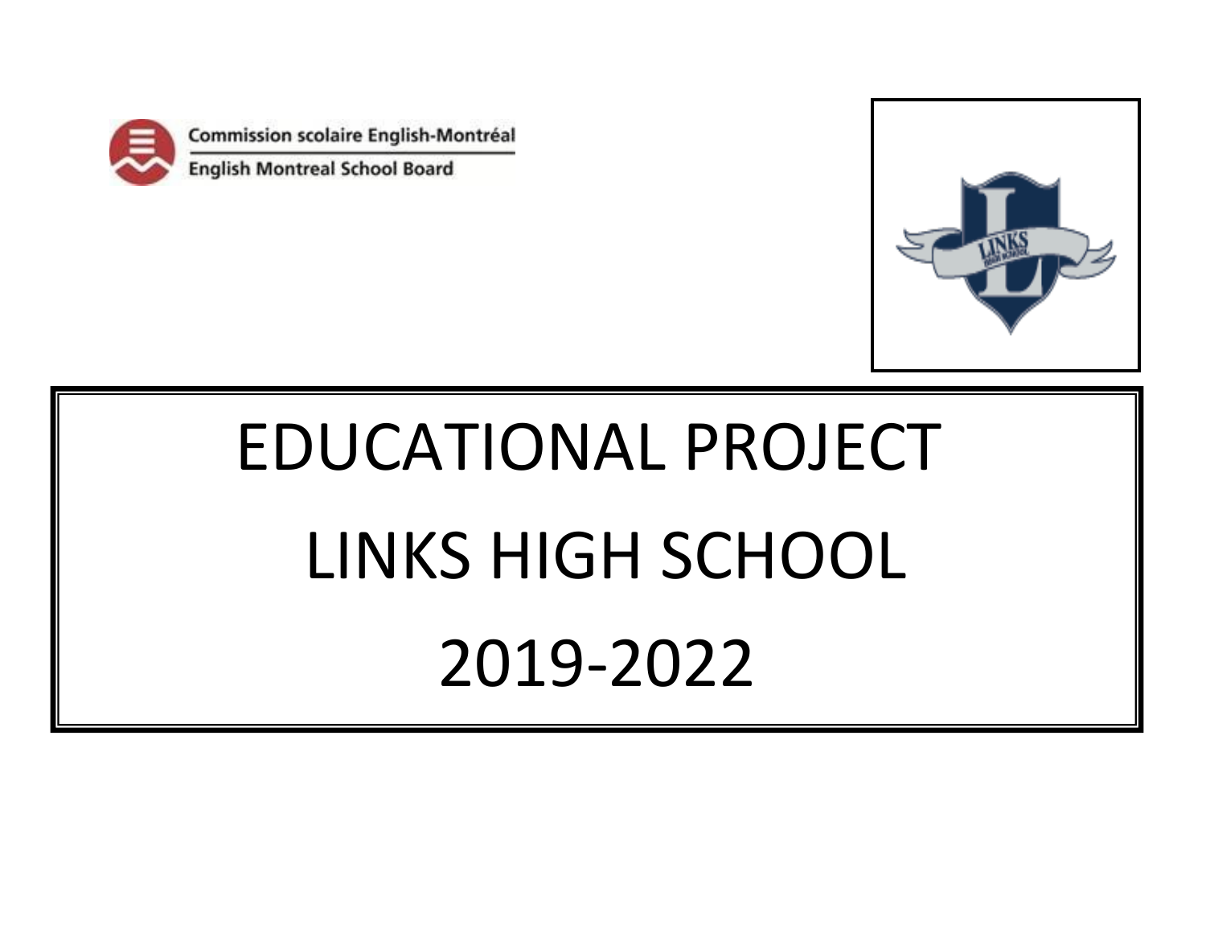Commission scolaire English-Montréal

English Montreal School Board

# EDUCATIONAL PROJECT

# LINKS HIGH SCHOOL

# 2019-2022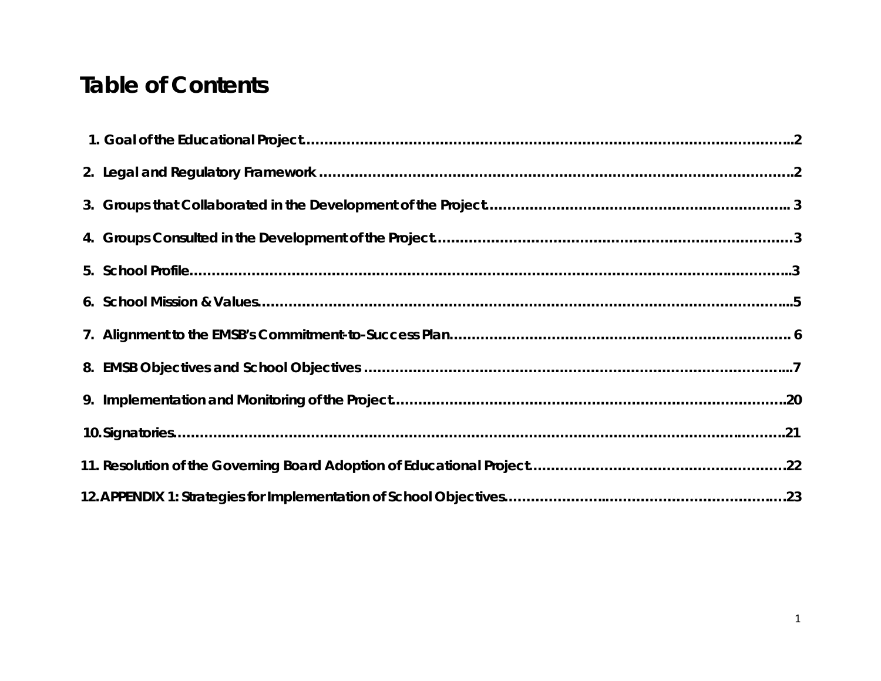# Table of Contents

1. Goal of the Educational Project.......................................................................................................2
2. Legal and Regulatory Framework .......................................................................................................2
3. Groups that Collaborated in the Development of the Project.................................................................. 3
4. Groups Consulted in the Development of the Project..............................................................................3
5. School Profile....................................................................................................................................3
6. School Mission & Values.......................................................................................................................5
7. Alignment to the EMSB's Commitment-to-Success Plan........................................................................... 6
8. EMSB Objectives and School Objectives ...............................................................................................7
9. Implementation and Monitoring of the Project.........................................................................................20
10. Signatories........................................................................................................................................21
11. Resolution of the Governing Board Adoption of Educational Project........................................................22
12. APPENDIX 1: Strategies for Implementation of School Objectives........................................................23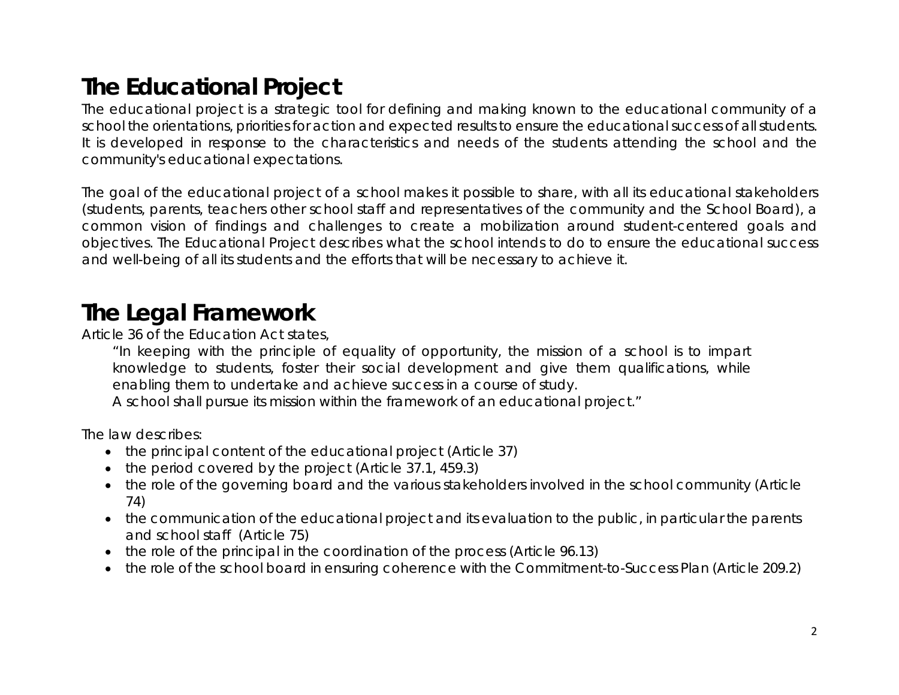# The Educational Project

The educational project is a strategic tool for defining and making known to the educational community of a school the orientations, priorities for action and expected results to ensure the educational success of all students. It is developed in response to the characteristics and needs of the students attending the school and the community's educational expectations.

The goal of the educational project of a school makes it possible to share, with all its educational stakeholders (students, parents, teachers other school staff and representatives of the community and the School Board), a common vision of findings and challenges to create a mobilization around student-centered goals and objectives. The Educational Project describes what the school intends to do to ensure the educational success and well-being of all its students and the efforts that will be necessary to achieve it.

# The Legal Framework

Article 36 of the Education Act states,

> "In keeping with the principle of equality of opportunity, the mission of a school is to impart knowledge to students, foster their social development and give them qualifications, while enabling them to undertake and achieve success in a course of study.
> A school shall pursue its mission within the framework of an educational project."

The law describes:

- the principal content of the educational project (Article 37)
- the period covered by the project (Article 37.1, 459.3)
- the role of the governing board and the various stakeholders involved in the school community (Article 74)
- the communication of the educational project and its evaluation to the public, in particular the parents and school staff (Article 75)
- the role of the principal in the coordination of the process (Article 96.13)
- the role of the school board in ensuring coherence with the Commitment-to-Success Plan (Article 209.2)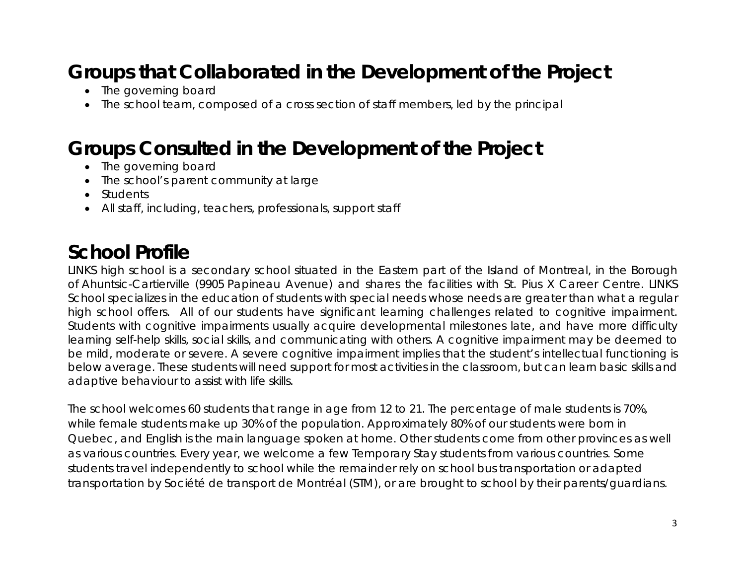# Groups that Collaborated in the Development of the Project

- The governing board
- The school team, composed of a cross section of staff members, led by the principal

# Groups Consulted in the Development of the Project

- The governing board
- The school's parent community at large
- Students
- All staff, including, teachers, professionals, support staff

# School Profile

LINKS high school is a secondary school situated in the Eastern part of the Island of Montreal, in the Borough of Ahuntsic-Cartierville (9905 Papineau Avenue) and shares the facilities with St. Pius X Career Centre. LINKS School specializes in the education of students with special needs whose needs are greater than what a regular high school offers. All of our students have significant learning challenges related to cognitive impairment. Students with cognitive impairments usually acquire developmental milestones late, and have more difficulty learning self-help skills, social skills, and communicating with others. A cognitive impairment may be deemed to be mild, moderate or severe. A severe cognitive impairment implies that the student's intellectual functioning is below average. These students will need support for most activities in the classroom, but can learn basic skills and adaptive behaviour to assist with life skills.

The school welcomes 60 students that range in age from 12 to 21. The percentage of male students is 70%, while female students make up 30% of the population. Approximately 80% of our students were born in Quebec, and English is the main language spoken at home. Other students come from other provinces as well as various countries. Every year, we welcome a few Temporary Stay students from various countries. Some students travel independently to school while the remainder rely on school bus transportation or adapted transportation by Société de transport de Montréal (STM), or are brought to school by their parents/guardians.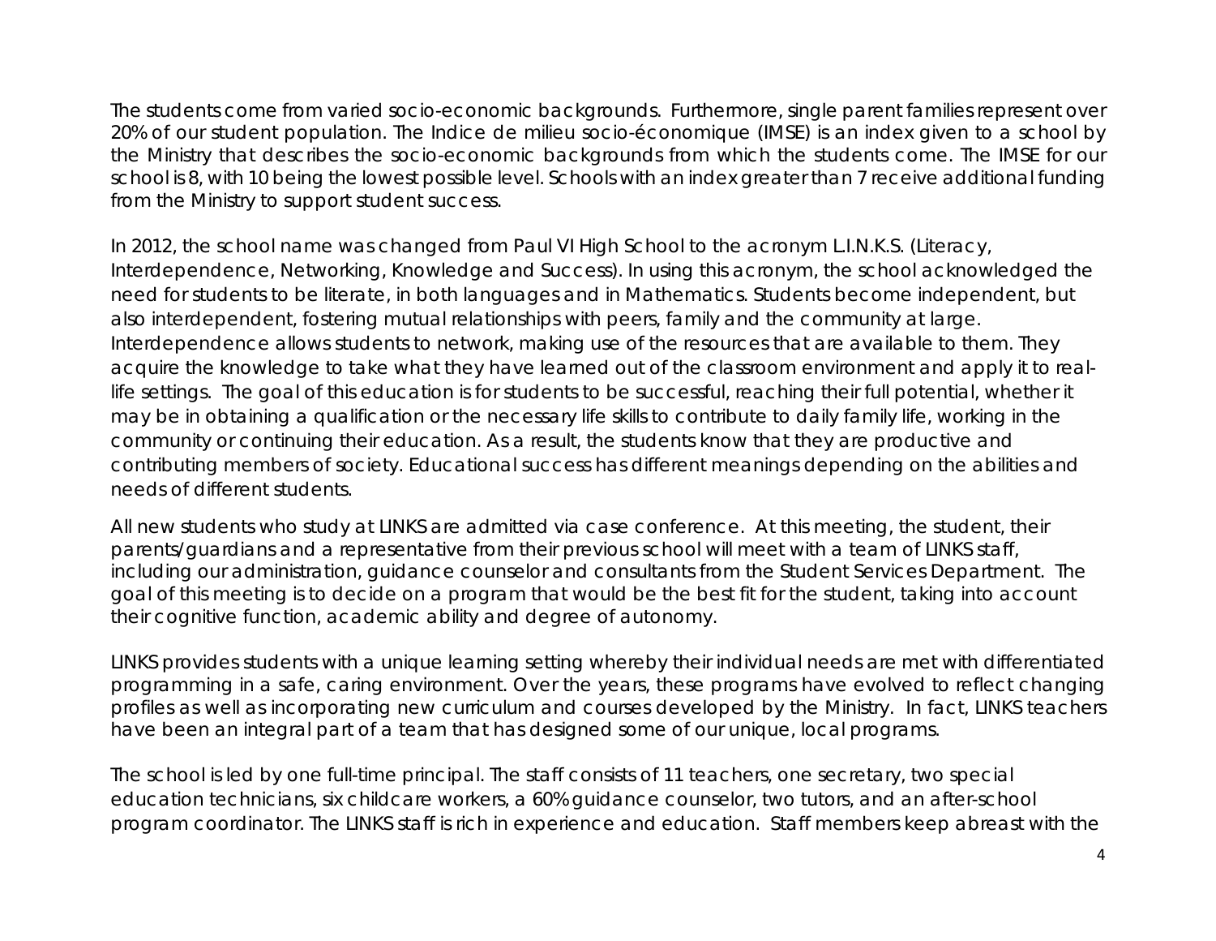The students come from varied socio-economic backgrounds. Furthermore, single parent families represent over 20% of our student population. The Indice de milieu socio-économique (IMSE) is an index given to a school by the Ministry that describes the socio-economic backgrounds from which the students come. The IMSE for our school is 8, with 10 being the lowest possible level. Schools with an index greater than 7 receive additional funding from the Ministry to support student success.

In 2012, the school name was changed from Paul VI High School to the acronym L.I.N.K.S. (Literacy, Interdependence, Networking, Knowledge and Success). In using this acronym, the school acknowledged the need for students to be literate, in both languages and in Mathematics. Students become independent, but also interdependent, fostering mutual relationships with peers, family and the community at large. Interdependence allows students to network, making use of the resources that are available to them. They acquire the knowledge to take what they have learned out of the classroom environment and apply it to real-life settings. The goal of this education is for students to be successful, reaching their full potential, whether it may be in obtaining a qualification or the necessary life skills to contribute to daily family life, working in the community or continuing their education. As a result, the students know that they are productive and contributing members of society. Educational success has different meanings depending on the abilities and needs of different students.

All new students who study at LINKS are admitted via case conference. At this meeting, the student, their parents/guardians and a representative from their previous school will meet with a team of LINKS staff, including our administration, guidance counselor and consultants from the Student Services Department. The goal of this meeting is to decide on a program that would be the best fit for the student, taking into account their cognitive function, academic ability and degree of autonomy.

LINKS provides students with a unique learning setting whereby their individual needs are met with differentiated programming in a safe, caring environment. Over the years, these programs have evolved to reflect changing profiles as well as incorporating new curriculum and courses developed by the Ministry. In fact, LINKS teachers have been an integral part of a team that has designed some of our unique, local programs.

The school is led by one full-time principal. The staff consists of 11 teachers, one secretary, two special education technicians, six childcare workers, a 60% guidance counselor, two tutors, and an after-school program coordinator. The LINKS staff is rich in experience and education. Staff members keep abreast with the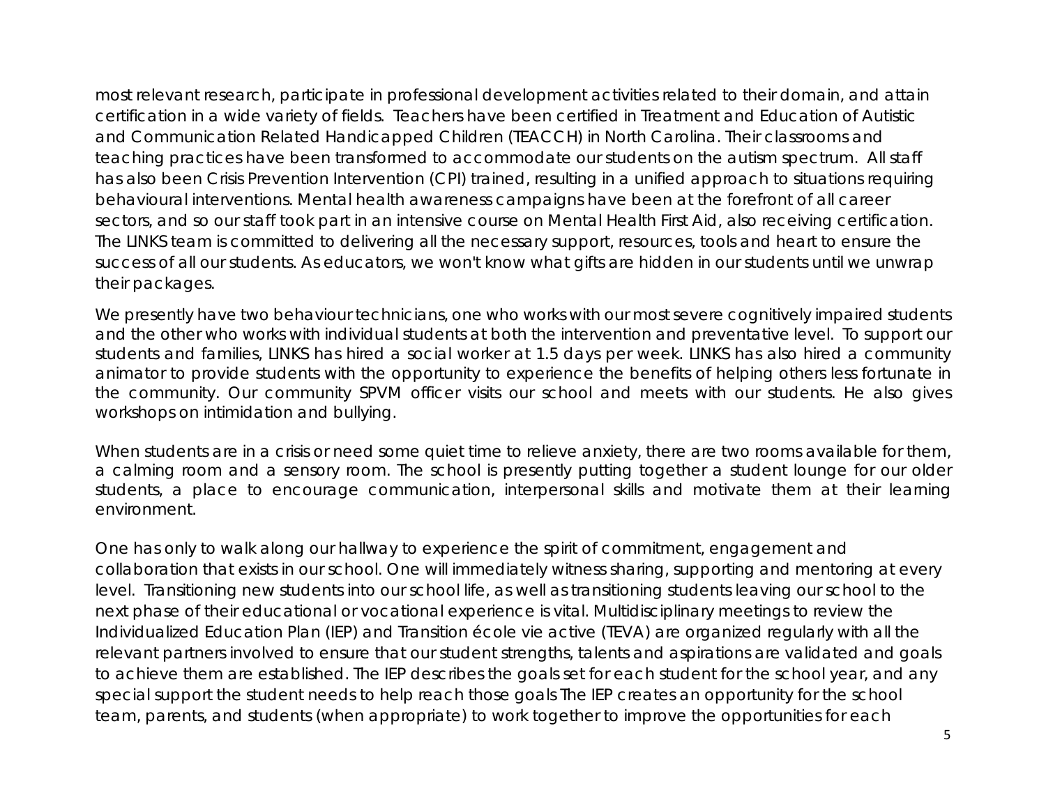most relevant research, participate in professional development activities related to their domain, and attain certification in a wide variety of fields. Teachers have been certified in Treatment and Education of Autistic and Communication Related Handicapped Children (TEACCH) in North Carolina. Their classrooms and teaching practices have been transformed to accommodate our students on the autism spectrum. All staff has also been Crisis Prevention Intervention (CPI) trained, resulting in a unified approach to situations requiring behavioural interventions. Mental health awareness campaigns have been at the forefront of all career sectors, and so our staff took part in an intensive course on Mental Health First Aid, also receiving certification. The LINKS team is committed to delivering all the necessary support, resources, tools and heart to ensure the success of all our students. As educators, we won't know what gifts are hidden in our students until we unwrap their packages.

We presently have two behaviour technicians, one who works with our most severe cognitively impaired students and the other who works with individual students at both the intervention and preventative level. To support our students and families, LINKS has hired a social worker at 1.5 days per week. LINKS has also hired a community animator to provide students with the opportunity to experience the benefits of helping others less fortunate in the community. Our community SPVM officer visits our school and meets with our students. He also gives workshops on intimidation and bullying.

When students are in a crisis or need some quiet time to relieve anxiety, there are two rooms available for them, a calming room and a sensory room. The school is presently putting together a student lounge for our older students, a place to encourage communication, interpersonal skills and motivate them at their learning environment.

One has only to walk along our hallway to experience the spirit of commitment, engagement and collaboration that exists in our school. One will immediately witness sharing, supporting and mentoring at every level. Transitioning new students into our school life, as well as transitioning students leaving our school to the next phase of their educational or vocational experience is vital. Multidisciplinary meetings to review the Individualized Education Plan (IEP) and Transition école vie active (TEVA) are organized regularly with all the relevant partners involved to ensure that our student strengths, talents and aspirations are validated and goals to achieve them are established. The IEP describes the goals set for each student for the school year, and any special support the student needs to help reach those goals The IEP creates an opportunity for the school team, parents, and students (when appropriate) to work together to improve the opportunities for each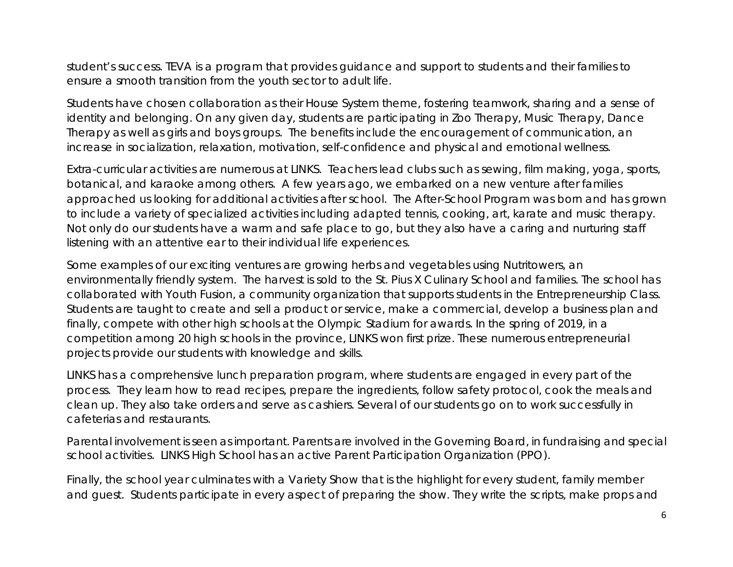student's success. TEVA is a program that provides guidance and support to students and their families to ensure a smooth transition from the youth sector to adult life.

Students have chosen collaboration as their House System theme, fostering teamwork, sharing and a sense of identity and belonging. On any given day, students are participating in Zoo Therapy, Music Therapy, Dance Therapy as well as girls and boys groups. The benefits include the encouragement of communication, an increase in socialization, relaxation, motivation, self-confidence and physical and emotional wellness.

Extra-curricular activities are numerous at LINKS. Teachers lead clubs such as sewing, film making, yoga, sports, botanical, and karaoke among others. A few years ago, we embarked on a new venture after families approached us looking for additional activities after school. The After-School Program was born and has grown to include a variety of specialized activities including adapted tennis, cooking, art, karate and music therapy. Not only do our students have a warm and safe place to go, but they also have a caring and nurturing staff listening with an attentive ear to their individual life experiences.

Some examples of our exciting ventures are growing herbs and vegetables using Nutritowers, an environmentally friendly system. The harvest is sold to the St. Pius X Culinary School and families. The school has collaborated with Youth Fusion, a community organization that supports students in the Entrepreneurship Class. Students are taught to create and sell a product or service, make a commercial, develop a business plan and finally, compete with other high schools at the Olympic Stadium for awards. In the spring of 2019, in a competition among 20 high schools in the province, LINKS won first prize. These numerous entrepreneurial projects provide our students with knowledge and skills.

LINKS has a comprehensive lunch preparation program, where students are engaged in every part of the process. They learn how to read recipes, prepare the ingredients, follow safety protocol, cook the meals and clean up. They also take orders and serve as cashiers. Several of our students go on to work successfully in cafeterias and restaurants.

Parental involvement is seen as important. Parents are involved in the Governing Board, in fundraising and special school activities. LINKS High School has an active Parent Participation Organization (PPO).

Finally, the school year culminates with a Variety Show that is the highlight for every student, family member and guest. Students participate in every aspect of preparing the show. They write the scripts, make props and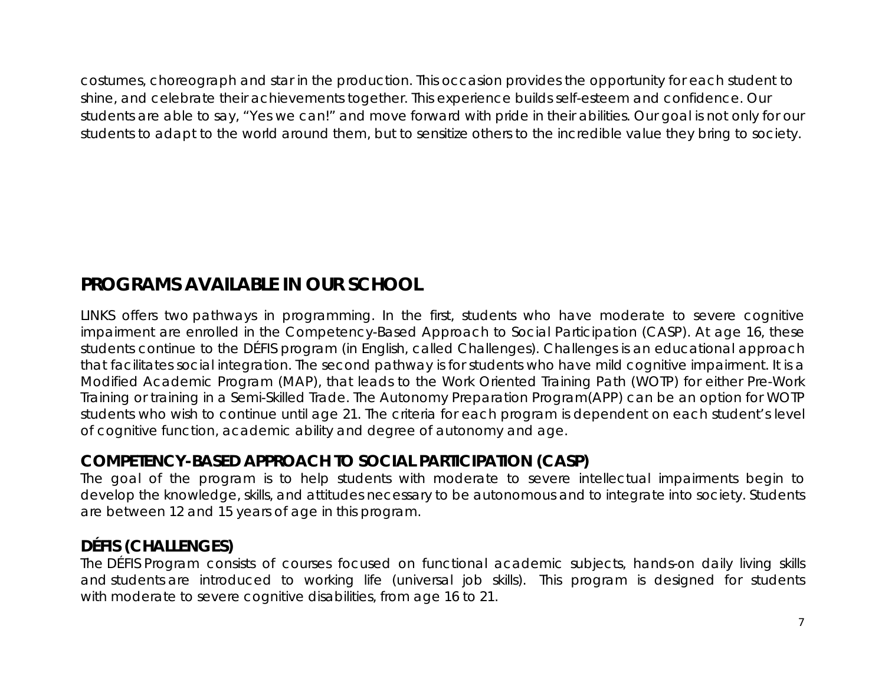costumes, choreograph and star in the production. This occasion provides the opportunity for each student to shine, and celebrate their achievements together. This experience builds self-esteem and confidence. Our students are able to say, "Yes we can!" and move forward with pride in their abilities. Our goal is not only for our students to adapt to the world around them, but to sensitize others to the incredible value they bring to society.

## PROGRAMS AVAILABLE IN OUR SCHOOL

LINKS offers two pathways in programming. In the first, students who have moderate to severe cognitive impairment are enrolled in the Competency-Based Approach to Social Participation (CASP). At age 16, these students continue to the DÉFIS program (in English, called Challenges). Challenges is an educational approach that facilitates social integration. The second pathway is for students who have mild cognitive impairment. It is a Modified Academic Program (MAP), that leads to the Work Oriented Training Path (WOTP) for either Pre-Work Training or training in a Semi-Skilled Trade. The Autonomy Preparation Program(APP) can be an option for WOTP students who wish to continue until age 21. The criteria for each program is dependent on each student's level of cognitive function, academic ability and degree of autonomy and age.

### COMPETENCY-BASED APPROACH TO SOCIAL PARTICIPATION (CASP)

The goal of the program is to help students with moderate to severe intellectual impairments begin to develop the knowledge, skills, and attitudes necessary to be autonomous and to integrate into society. Students are between 12 and 15 years of age in this program.

### DÉFIS (CHALLENGES)

The DÉFIS Program consists of courses focused on functional academic subjects, hands-on daily living skills and students are introduced to working life (universal job skills). This program is designed for students with moderate to severe cognitive disabilities, from age 16 to 21.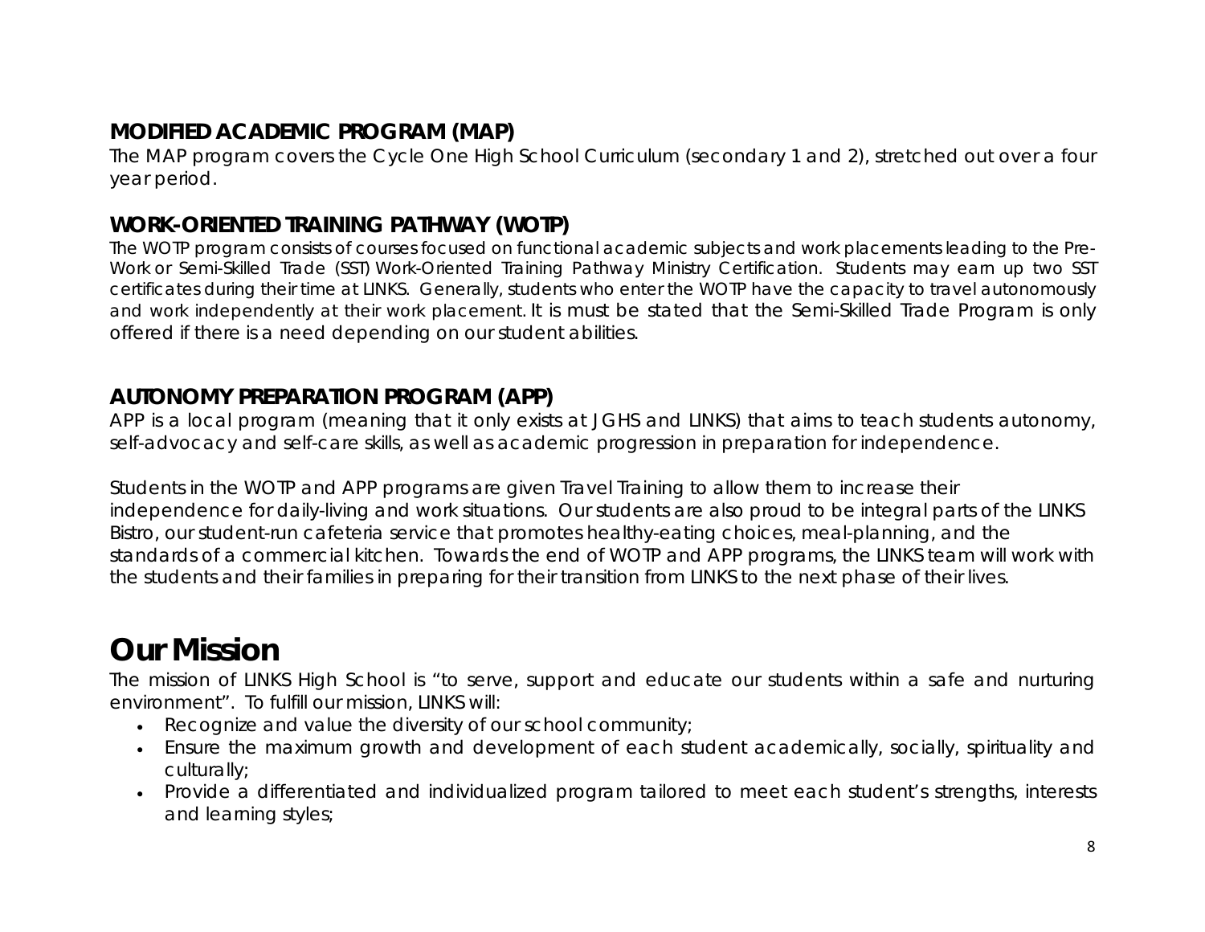### MODIFIED ACADEMIC PROGRAM (MAP)

The MAP program covers the Cycle One High School Curriculum (secondary 1 and 2), stretched out over a four year period.

### WORK-ORIENTED TRAINING PATHWAY (WOTP)

The WOTP program consists of courses focused on functional academic subjects and work placements leading to the Pre-Work or Semi-Skilled Trade (SST) Work-Oriented Training Pathway Ministry Certification. Students may earn up two SST certificates during their time at LINKS. Generally, students who enter the WOTP have the capacity to travel autonomously and work independently at their work placement. It is must be stated that the Semi-Skilled Trade Program is only offered if there is a need depending on our student abilities.

### AUTONOMY PREPARATION PROGRAM (APP)

APP is a local program (meaning that it only exists at JGHS and LINKS) that aims to teach students autonomy, self-advocacy and self-care skills, as well as academic progression in preparation for independence.

Students in the WOTP and APP programs are given Travel Training to allow them to increase their independence for daily-living and work situations. Our students are also proud to be integral parts of the LINKS Bistro, our student-run cafeteria service that promotes healthy-eating choices, meal-planning, and the standards of a commercial kitchen. Towards the end of WOTP and APP programs, the LINKS team will work with the students and their families in preparing for their transition from LINKS to the next phase of their lives.

# Our Mission

The mission of LINKS High School is "to serve, support and educate our students within a safe and nurturing environment". To fulfill our mission, LINKS will:

- Recognize and value the diversity of our school community;
- Ensure the maximum growth and development of each student academically, socially, spirituality and culturally;
- Provide a differentiated and individualized program tailored to meet each student's strengths, interests and learning styles;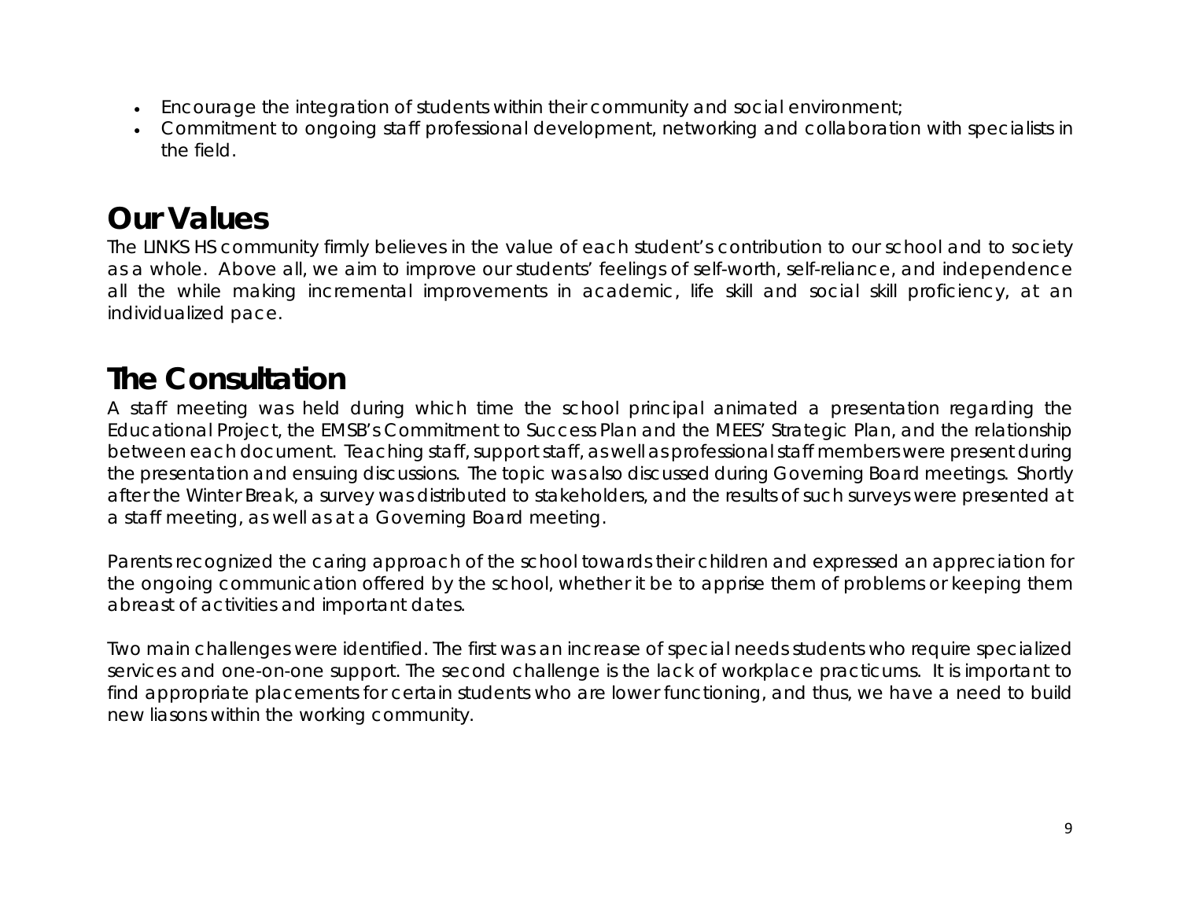- Encourage the integration of students within their community and social environment;
- Commitment to ongoing staff professional development, networking and collaboration with specialists in the field.

## Our Values

The LINKS HS community firmly believes in the value of each student's contribution to our school and to society as a whole. Above all, we aim to improve our students' feelings of self-worth, self-reliance, and independence all the while making incremental improvements in academic, life skill and social skill proficiency, at an individualized pace.

## The Consultation

A staff meeting was held during which time the school principal animated a presentation regarding the Educational Project, the EMSB's Commitment to Success Plan and the MEES' Strategic Plan, and the relationship between each document. Teaching staff, support staff, as well as professional staff members were present during the presentation and ensuing discussions. The topic was also discussed during Governing Board meetings. Shortly after the Winter Break, a survey was distributed to stakeholders, and the results of such surveys were presented at a staff meeting, as well as at a Governing Board meeting.

Parents recognized the caring approach of the school towards their children and expressed an appreciation for the ongoing communication offered by the school, whether it be to apprise them of problems or keeping them abreast of activities and important dates.

Two main challenges were identified. The first was an increase of special needs students who require specialized services and one-on-one support. The second challenge is the lack of workplace practicums. It is important to find appropriate placements for certain students who are lower functioning, and thus, we have a need to build new liasons within the working community.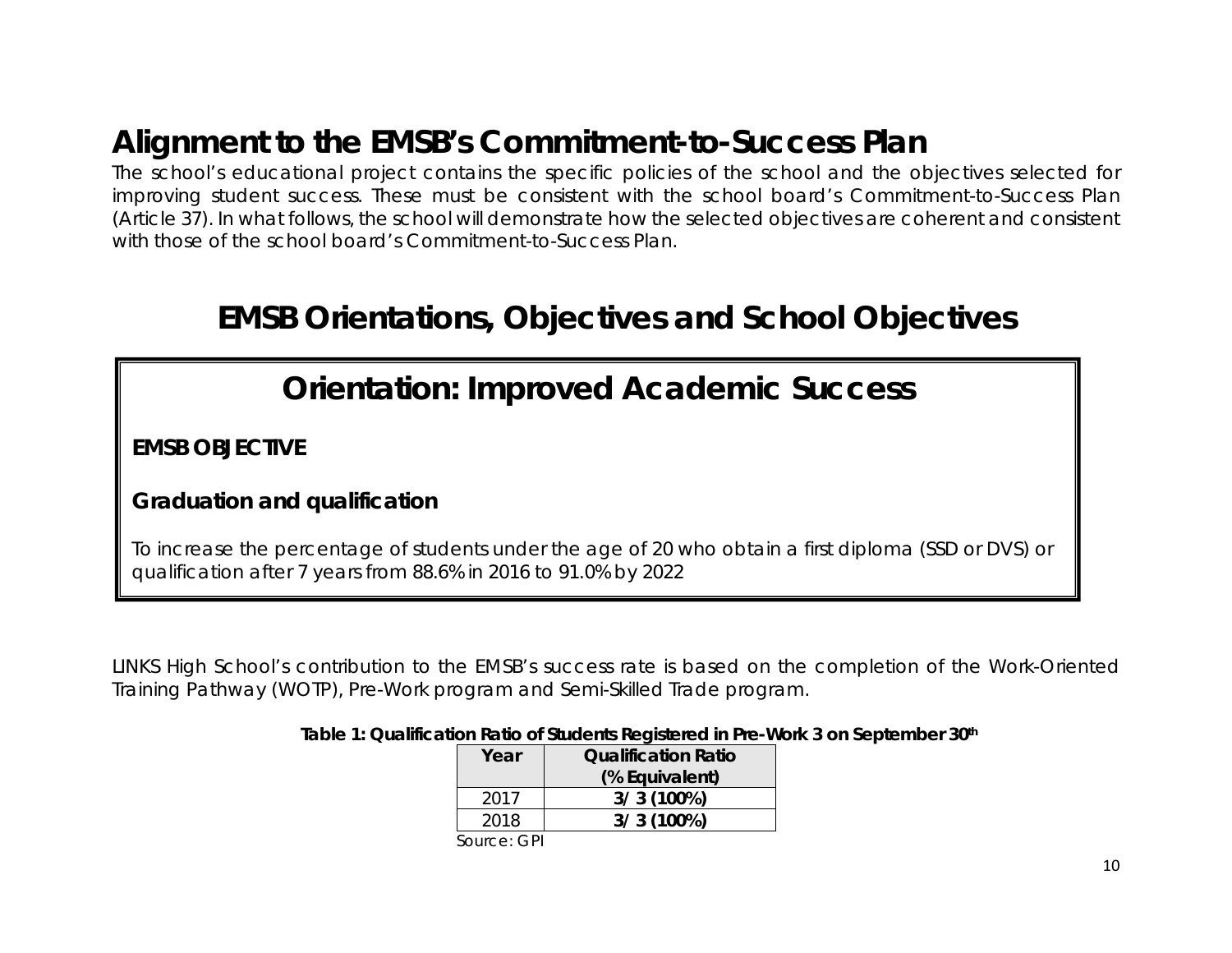# Alignment to the EMSB's Commitment-to-Success Plan

The school's educational project contains the specific policies of the school and the objectives selected for improving student success. These must be consistent with the school board's Commitment-to-Success Plan (Article 37). In what follows, the school will demonstrate how the selected objectives are coherent and consistent with those of the school board's Commitment-to-Success Plan.

## EMSB Orientations, Objectives and School Objectives

## Orientation: Improved Academic Success

**EMSB OBJECTIVE**

**Graduation and qualification**

To increase the percentage of students under the age of 20 who obtain a first diploma (SSD or DVS) or qualification after 7 years from 88.6% in 2016 to 91.0% by 2022

LINKS High School's contribution to the EMSB's success rate is based on the completion of the Work-Oriented Training Pathway (WOTP), Pre-Work program and Semi-Skilled Trade program.

**Table 1: Qualification Ratio of Students Registered in Pre-Work 3 on September 30th**

| Year | Qualification Ratio (% Equivalent) |
|---|---|
| 2017 | **3/ 3 (100%)** |
| 2018 | **3/ 3 (100%)** |

Source: GPI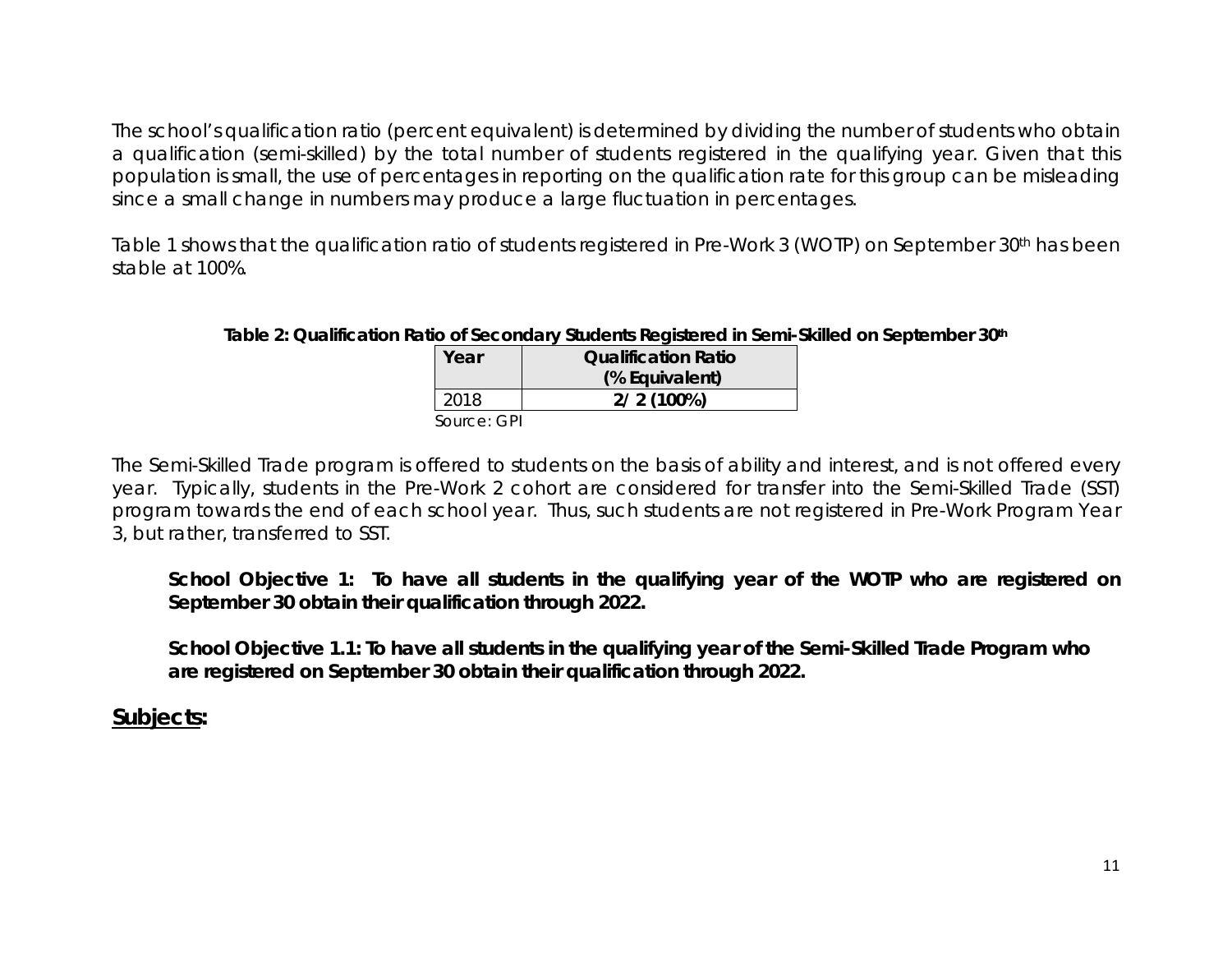The school's qualification ratio (percent equivalent) is determined by dividing the number of students who obtain a qualification (semi-skilled) by the total number of students registered in the qualifying year. Given that this population is small, the use of percentages in reporting on the qualification rate for this group can be misleading since a small change in numbers may produce a large fluctuation in percentages.

Table 1 shows that the qualification ratio of students registered in Pre-Work 3 (WOTP) on September 30th has been stable at 100%.

**Table 2: Qualification Ratio of Secondary Students Registered in Semi-Skilled on September 30th**

| Year | Qualification Ratio (% Equivalent) |
|---|---|
| 2018 | **2/ 2 (100%)** |

Source: GPI

The Semi-Skilled Trade program is offered to students on the basis of ability and interest, and is not offered every year. Typically, students in the Pre-Work 2 cohort are considered for transfer into the Semi-Skilled Trade (SST) program towards the end of each school year. Thus, such students are not registered in Pre-Work Program Year 3, but rather, transferred to SST.

**School Objective 1: To have all students in the qualifying year of the WOTP who are registered on September 30 obtain their qualification through 2022.**

**School Objective 1.1: To have all students in the qualifying year of the Semi-Skilled Trade Program who are registered on September 30 obtain their qualification through 2022.**

## Subjects: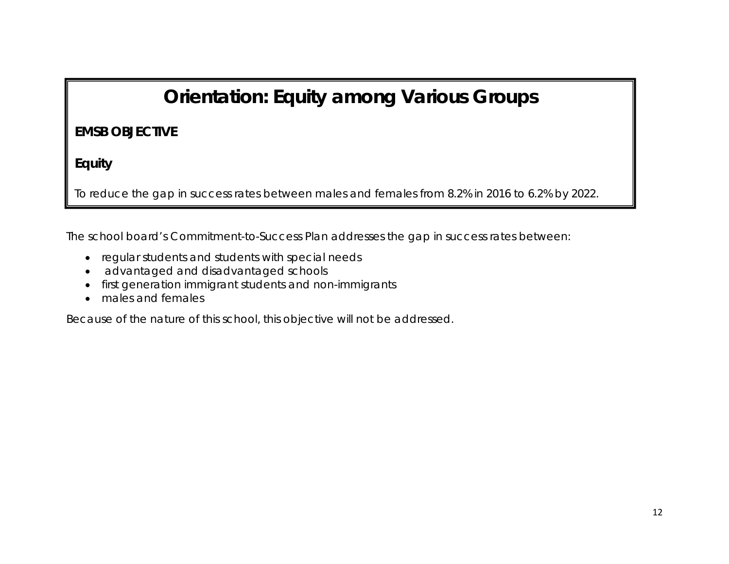# Orientation: Equity among Various Groups

**EMSB OBJECTIVE**

**Equity**

To reduce the gap in success rates between males and females from 8.2% in 2016 to 6.2% by 2022.

The school board's Commitment-to-Success Plan addresses the gap in success rates between:

- regular students and students with special needs
- advantaged and disadvantaged schools
- first generation immigrant students and non-immigrants
- males and females

Because of the nature of this school, this objective will not be addressed.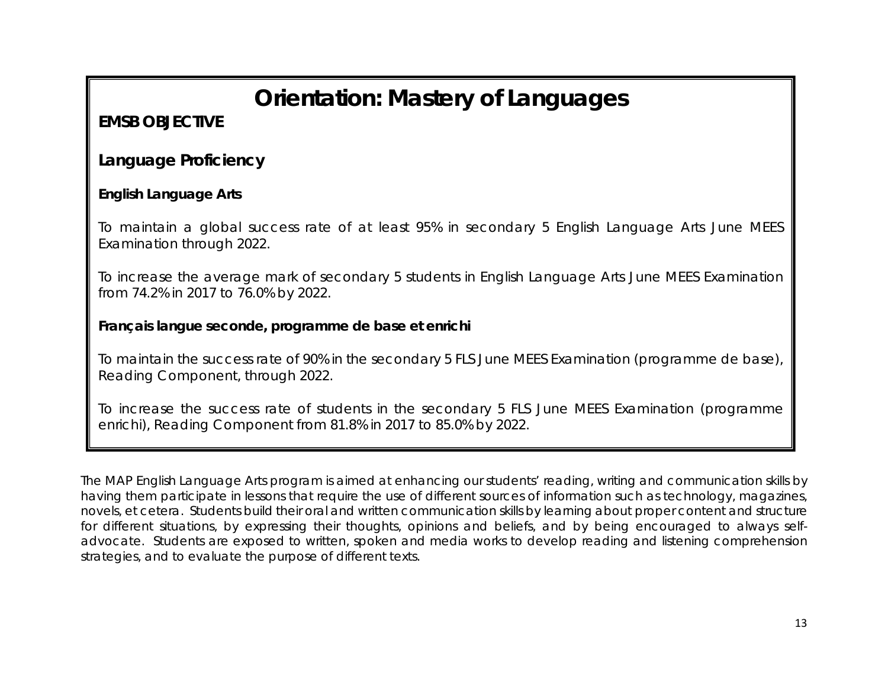# Orientation: Mastery of Languages

**EMSB OBJECTIVE**

## Language Proficiency

**English Language Arts**

To maintain a global success rate of at least 95% in secondary 5 English Language Arts June MEES Examination through 2022.

To increase the average mark of secondary 5 students in English Language Arts June MEES Examination from 74.2% in 2017 to 76.0% by 2022.

**Français langue seconde, programme de base et enrichi**

To maintain the success rate of 90% in the secondary 5 FLS June MEES Examination (programme de base), Reading Component, through 2022.

To increase the success rate of students in the secondary 5 FLS June MEES Examination (programme enrichi), Reading Component from 81.8% in 2017 to 85.0% by 2022.

The MAP English Language Arts program is aimed at enhancing our students' reading, writing and communication skills by having them participate in lessons that require the use of different sources of information such as technology, magazines, novels, et cetera. Students build their oral and written communication skills by learning about proper content and structure for different situations, by expressing their thoughts, opinions and beliefs, and by being encouraged to always self-advocate. Students are exposed to written, spoken and media works to develop reading and listening comprehension strategies, and to evaluate the purpose of different texts.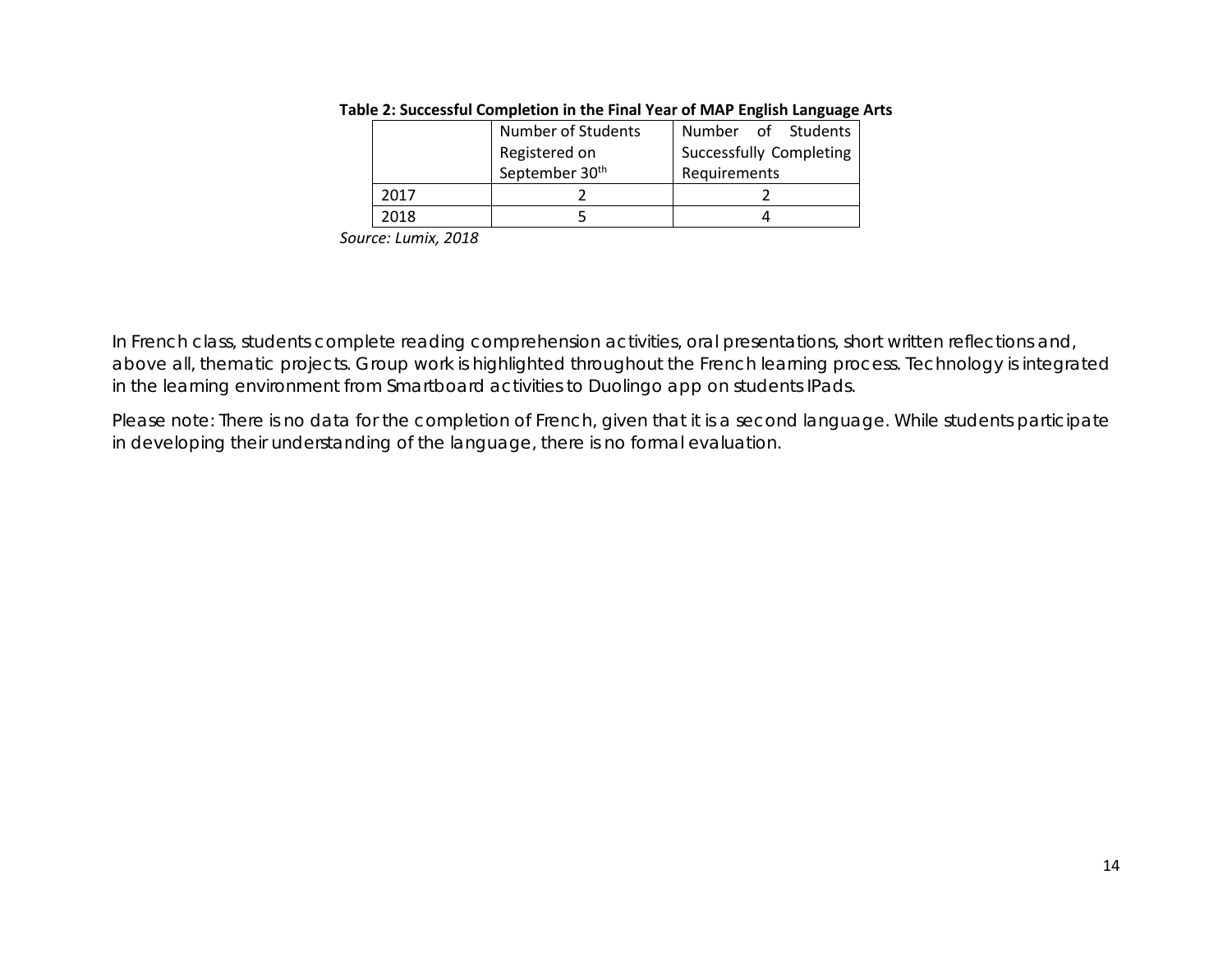**Table 2: Successful Completion in the Final Year of MAP English Language Arts**

| | Number of Students Registered on September 30th | Number of Students Successfully Completing Requirements |
|---|---|---|
| 2017 | 2 | 2 |
| 2018 | 5 | 4 |

*Source: Lumix, 2018*

In French class, students complete reading comprehension activities, oral presentations, short written reflections and, above all, thematic projects. Group work is highlighted throughout the French learning process. Technology is integrated in the learning environment from Smartboard activities to Duolingo app on students IPads.

Please note: There is no data for the completion of French, given that it is a second language. While students participate in developing their understanding of the language, there is no formal evaluation.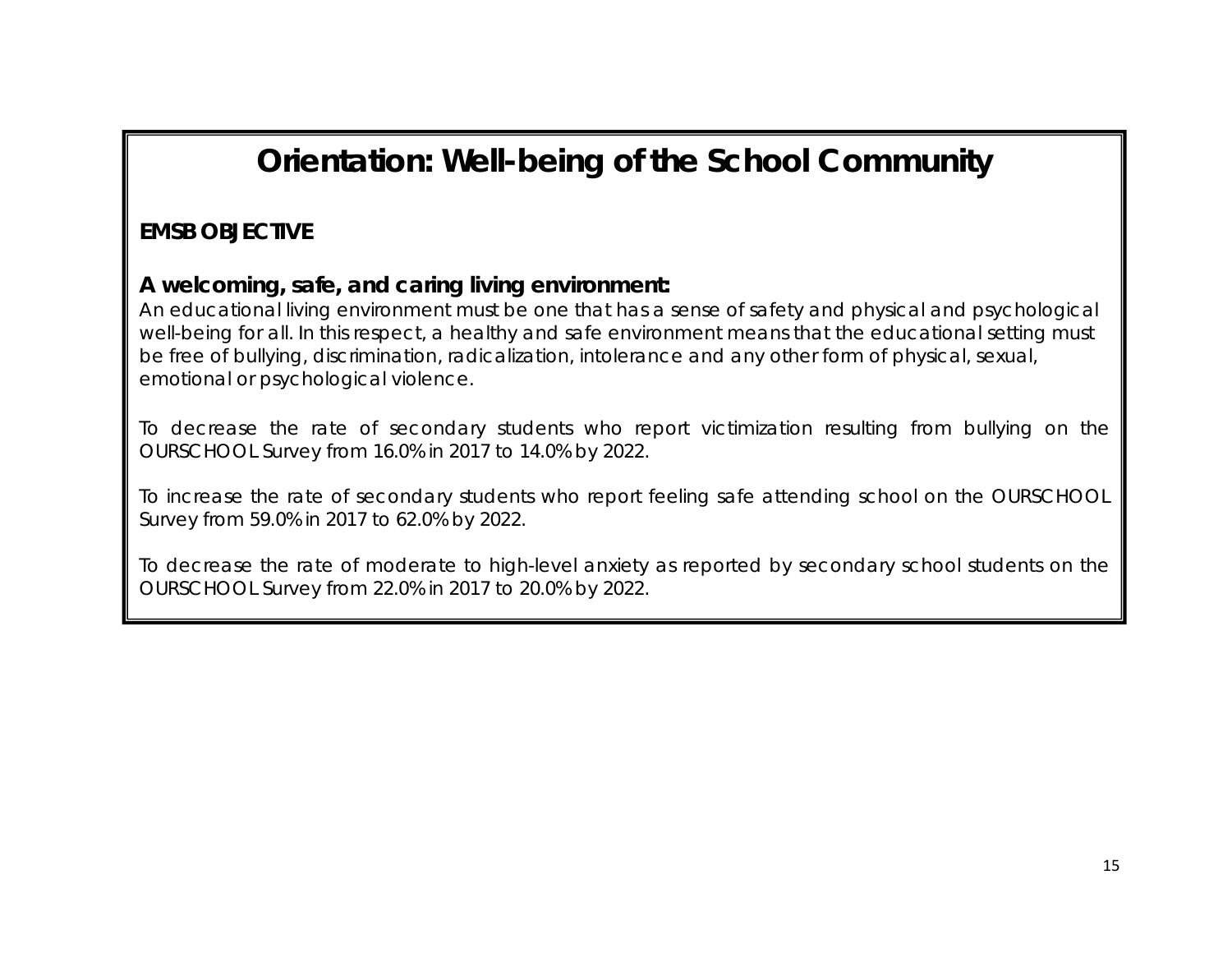# Orientation: Well-being of the School Community

**EMSB OBJECTIVE**

### A welcoming, safe, and caring living environment:

An educational living environment must be one that has a sense of safety and physical and psychological well-being for all. In this respect, a healthy and safe environment means that the educational setting must be free of bullying, discrimination, radicalization, intolerance and any other form of physical, sexual, emotional or psychological violence.

To decrease the rate of secondary students who report victimization resulting from bullying on the OURSCHOOL Survey from 16.0% in 2017 to 14.0% by 2022.

To increase the rate of secondary students who report feeling safe attending school on the OURSCHOOL Survey from 59.0% in 2017 to 62.0% by 2022.

To decrease the rate of moderate to high-level anxiety as reported by secondary school students on the OURSCHOOL Survey from 22.0% in 2017 to 20.0% by 2022.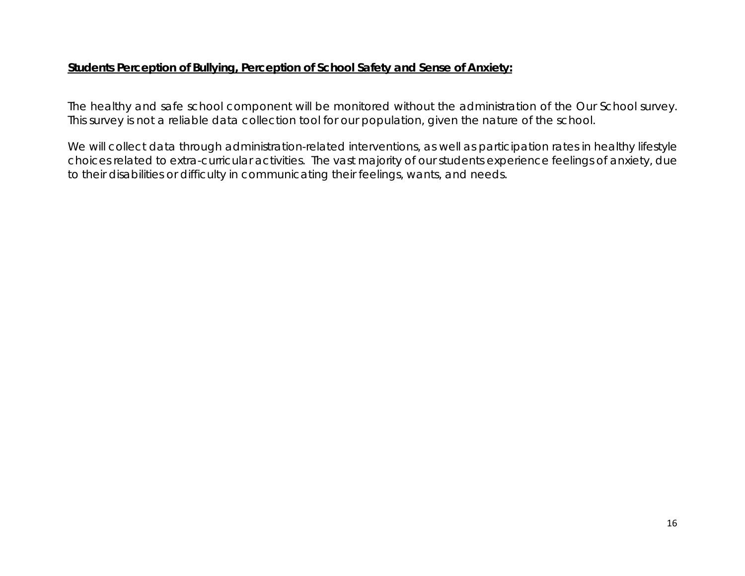**Students Perception of Bullying, Perception of School Safety and Sense of Anxiety:**

The healthy and safe school component will be monitored without the administration of the Our School survey. This survey is not a reliable data collection tool for our population, given the nature of the school.

We will collect data through administration-related interventions, as well as participation rates in healthy lifestyle choices related to extra-curricular activities. The vast majority of our students experience feelings of anxiety, due to their disabilities or difficulty in communicating their feelings, wants, and needs.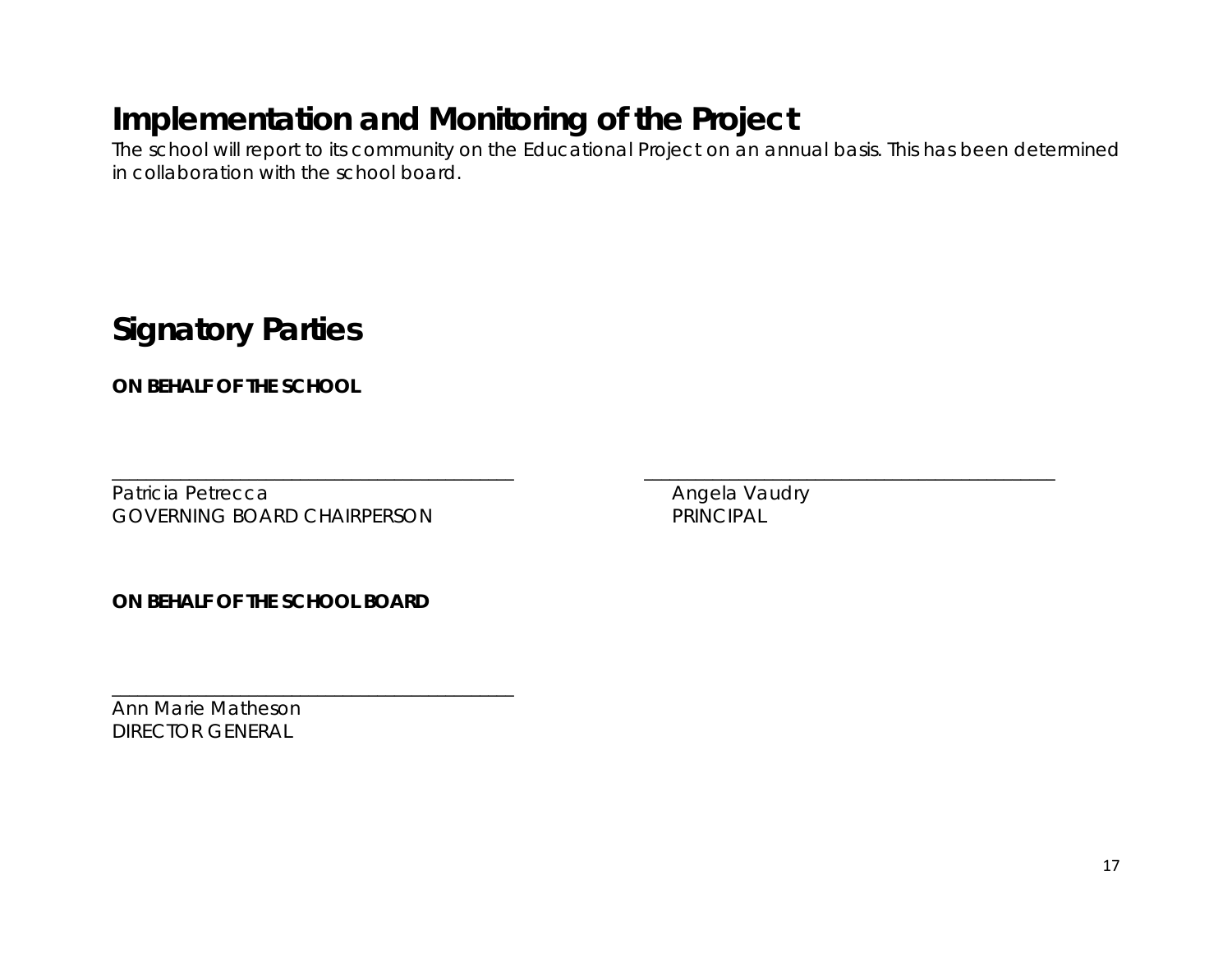# Implementation and Monitoring of the Project

The school will report to its community on the Educational Project on an annual basis. This has been determined in collaboration with the school board.

# Signatory Parties

**ON BEHALF OF THE SCHOOL**

_________________________________________
Patricia Petrecca
GOVERNING BOARD CHAIRPERSON

_________________________________________
Angela Vaudry
PRINCIPAL

**ON BEHALF OF THE SCHOOL BOARD**

_________________________________________
Ann Marie Matheson
DIRECTOR GENERAL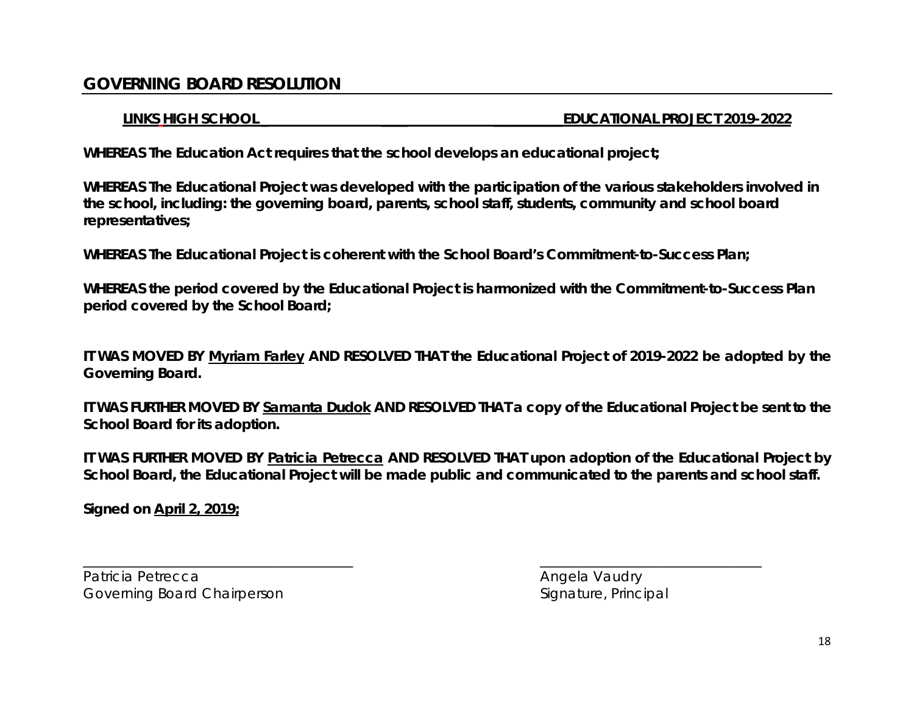## GOVERNING BOARD RESOLUTION

**LINKS HIGH SCHOOL** **EDUCATIONAL PROJECT 2019-2022**

**WHEREAS The Education Act requires that the school develops an educational project;**

**WHEREAS The Educational Project was developed with the participation of the various stakeholders involved in the school, including: the governing board, parents, school staff, students, community and school board representatives;**

**WHEREAS The Educational Project is coherent with the School Board's Commitment-to-Success Plan;**

**WHEREAS the period covered by the Educational Project is harmonized with the Commitment-to-Success Plan period covered by the School Board;**

**IT WAS MOVED BY Myriam Farley AND RESOLVED THAT the Educational Project of 2019-2022 be adopted by the Governing Board.**

**IT WAS FURTHER MOVED BY Samanta Dudok AND RESOLVED THAT a copy of the Educational Project be sent to the School Board for its adoption.**

**IT WAS FURTHER MOVED BY Patricia Petrecca AND RESOLVED THAT upon adoption of the Educational Project by School Board, the Educational Project will be made public and communicated to the parents and school staff.**

**Signed on April 2, 2019;**

Patricia Petrecca
Governing Board Chairperson

Angela Vaudry
Signature, Principal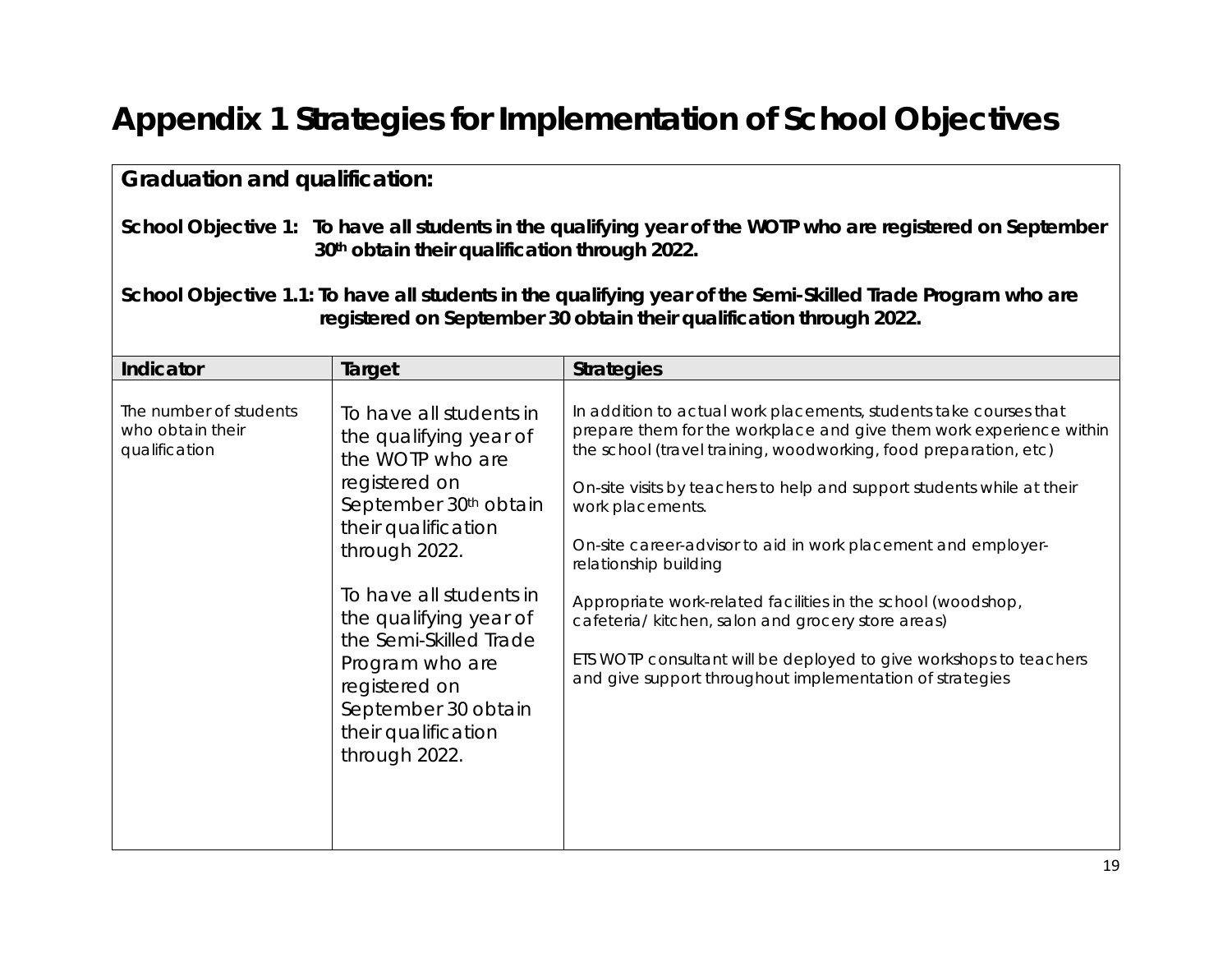# Appendix 1 Strategies for Implementation of School Objectives

**Graduation and qualification:**

**School Objective 1: To have all students in the qualifying year of the WOTP who are registered on September 30th obtain their qualification through 2022.**

**School Objective 1.1: To have all students in the qualifying year of the Semi-Skilled Trade Program who are registered on September 30 obtain their qualification through 2022.**

| Indicator | Target | Strategies |
|---|---|---|
| The number of students who obtain their qualification | To have all students in the qualifying year of the WOTP who are registered on September 30th obtain their qualification through 2022.<br><br>To have all students in the qualifying year of the Semi-Skilled Trade Program who are registered on September 30 obtain their qualification through 2022. | In addition to actual work placements, students take courses that prepare them for the workplace and give them work experience within the school (travel training, woodworking, food preparation, etc)<br><br>On-site visits by teachers to help and support students while at their work placements.<br><br>On-site career-advisor to aid in work placement and employer-relationship building<br><br>Appropriate work-related facilities in the school (woodshop, cafeteria/ kitchen, salon and grocery store areas)<br><br>ETS WOTP consultant will be deployed to give workshops to teachers and give support throughout implementation of strategies |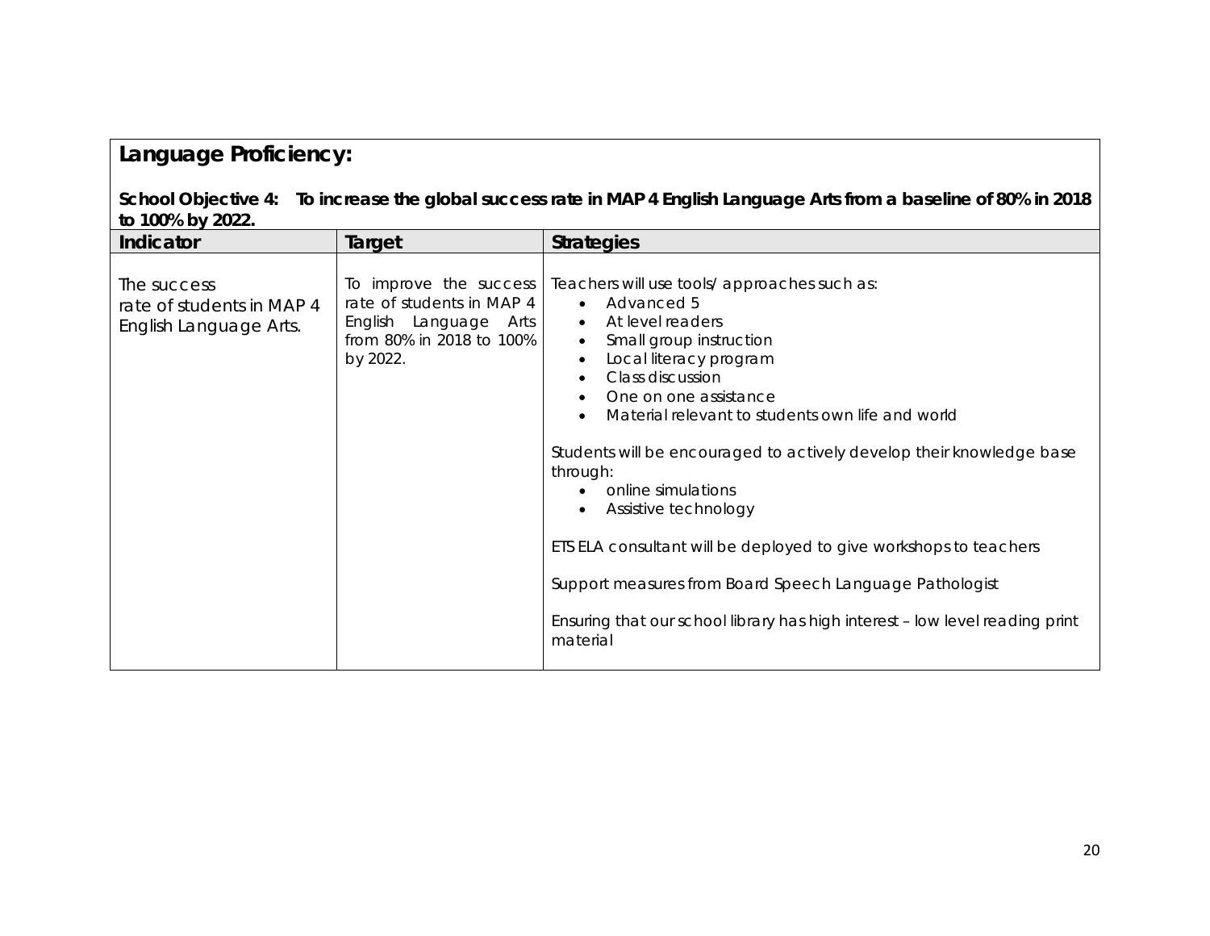## Language Proficiency:

**School Objective 4: To increase the global success rate in MAP 4 English Language Arts from a baseline of 80% in 2018 to 100% by 2022.**

| Indicator | Target | Strategies |
|---|---|---|
| The success rate of students in MAP 4 English Language Arts. | To improve the success rate of students in MAP 4 English Language Arts from 80% in 2018 to 100% by 2022. | Teachers will use tools/ approaches such as:<br>• Advanced 5<br>• At level readers<br>• Small group instruction<br>• Local literacy program<br>• Class discussion<br>• One on one assistance<br>• Material relevant to students own life and world<br><br>Students will be encouraged to actively develop their knowledge base through:<br>• online simulations<br>• Assistive technology<br><br>ETS ELA consultant will be deployed to give workshops to teachers<br><br>Support measures from Board Speech Language Pathologist<br><br>Ensuring that our school library has high interest – low level reading print material |